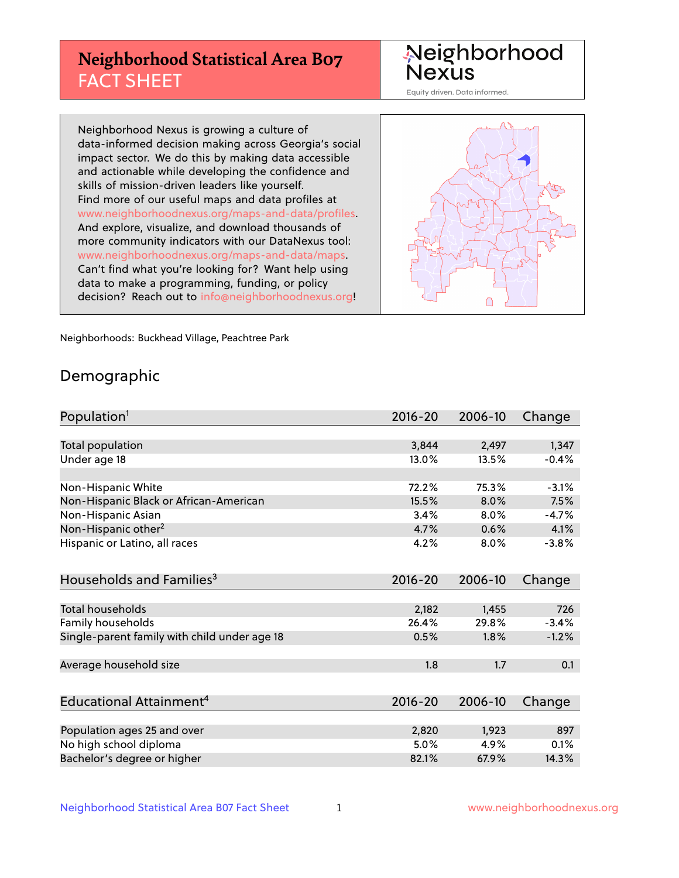# Neighborhood Statistical Area B07 FACT SHEET

Neighborhood Nexus

Equity driven. Data informed.

Neighborhood Nexus is growing a culture of data-informed decision making across Georgia's social impact sector. We do this by making data accessible and actionable while developing the confidence and skills of mission-driven leaders like yourself. Find more of our useful maps and data profiles at www.neighborhoodnexus.org/maps-and-data/profiles. And explore, visualize, and download thousands of more community indicators with our DataNexus tool: www.neighborhoodnexus.org/maps-and-data/maps. Can't find what you're looking for? Want help using data to make a programming, funding, or policy decision? Reach out to info@neighborhoodnexus.org!

Neighborhoods: Buckhead Village, Peachtree Park

## Demographic

| Population[1] | 2016-20 | 2006-10 | Change |
|---|---|---|---|
| Total population | 3,844 | 2,497 | 1,347 |
| Under age 18 | 13.0% | 13.5% | -0.4% |
| | | | |
| Non-Hispanic White | 72.2% | 75.3% | -3.1% |
| Non-Hispanic Black or African-American | 15.5% | 8.0% | 7.5% |
| Non-Hispanic Asian | 3.4% | 8.0% | -4.7% |
| Non-Hispanic other[2] | 4.7% | 0.6% | 4.1% |
| Hispanic or Latino, all races | 4.2% | 8.0% | -3.8% |

| Households and Families[3] | 2016-20 | 2006-10 | Change |
|---|---|---|---|
| Total households | 2,182 | 1,455 | 726 |
| Family households | 26.4% | 29.8% | -3.4% |
| Single-parent family with child under age 18 | 0.5% | 1.8% | -1.2% |
| | | | |
| Average household size | 1.8 | 1.7 | 0.1 |

| Educational Attainment[4] | 2016-20 | 2006-10 | Change |
|---|---|---|---|
| Population ages 25 and over | 2,820 | 1,923 | 897 |
| No high school diploma | 5.0% | 4.9% | 0.1% |
| Bachelor's degree or higher | 82.1% | 67.9% | 14.3% |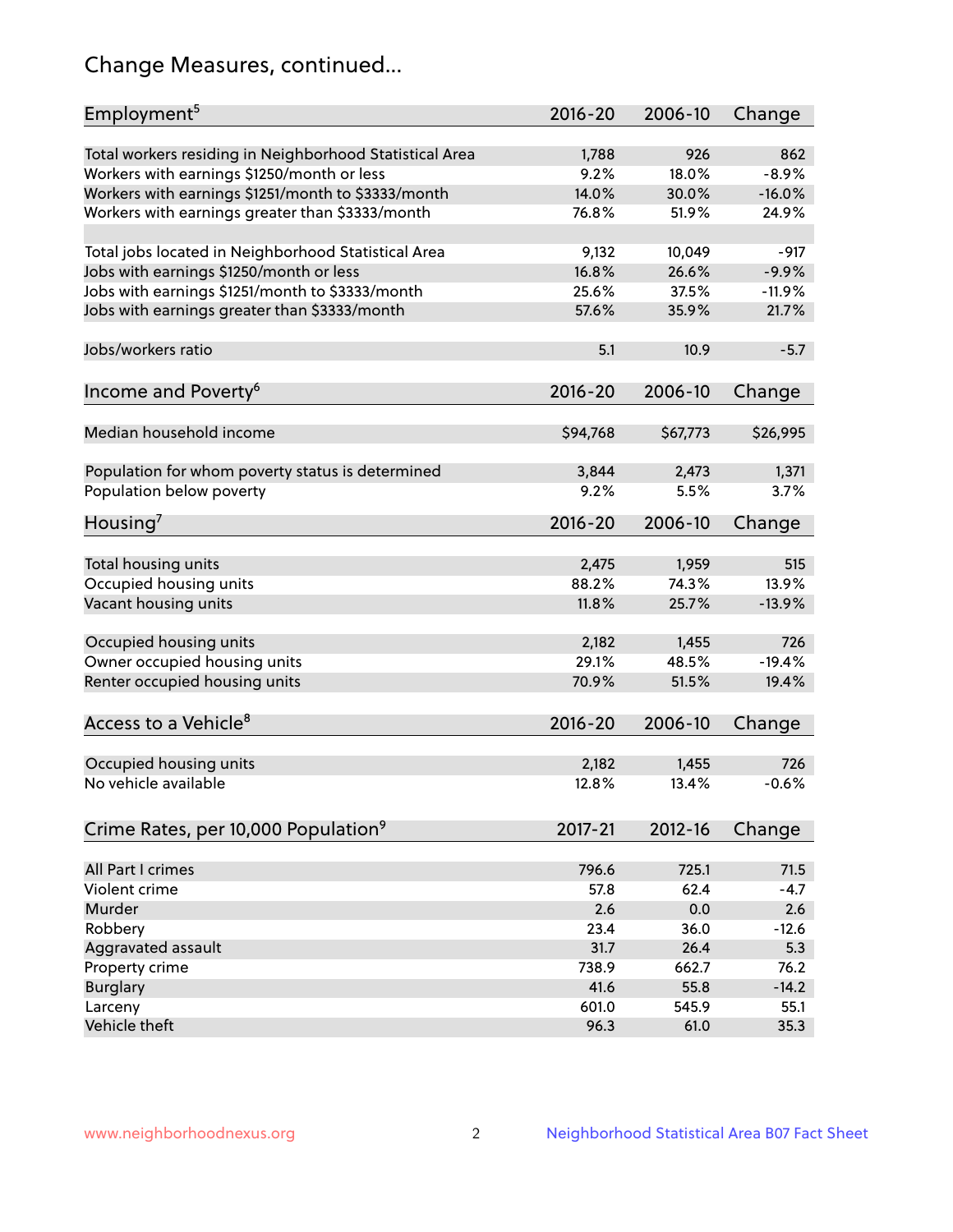## Change Measures, continued...

| Employment[5] | 2016-20 | 2006-10 | Change |
|---|---|---|---|
| Total workers residing in Neighborhood Statistical Area | 1,788 | 926 | 862 |
| Workers with earnings $1250/month or less | 9.2% | 18.0% | -8.9% |
| Workers with earnings $1251/month to $3333/month | 14.0% | 30.0% | -16.0% |
| Workers with earnings greater than $3333/month | 76.8% | 51.9% | 24.9% |
| | | | |
| Total jobs located in Neighborhood Statistical Area | 9,132 | 10,049 | -917 |
| Jobs with earnings $1250/month or less | 16.8% | 26.6% | -9.9% |
| Jobs with earnings $1251/month to $3333/month | 25.6% | 37.5% | -11.9% |
| Jobs with earnings greater than $3333/month | 57.6% | 35.9% | 21.7% |
| | | | |
| Jobs/workers ratio | 5.1 | 10.9 | -5.7 |

| Income and Poverty[6] | 2016-20 | 2006-10 | Change |
|---|---|---|---|
| Median household income | $94,768 | $67,773 | $26,995 |
| | | | |
| Population for whom poverty status is determined | 3,844 | 2,473 | 1,371 |
| Population below poverty | 9.2% | 5.5% | 3.7% |

| Housing[7] | 2016-20 | 2006-10 | Change |
|---|---|---|---|
| Total housing units | 2,475 | 1,959 | 515 |
| Occupied housing units | 88.2% | 74.3% | 13.9% |
| Vacant housing units | 11.8% | 25.7% | -13.9% |
| | | | |
| Occupied housing units | 2,182 | 1,455 | 726 |
| Owner occupied housing units | 29.1% | 48.5% | -19.4% |
| Renter occupied housing units | 70.9% | 51.5% | 19.4% |

| Access to a Vehicle[8] | 2016-20 | 2006-10 | Change |
|---|---|---|---|
| Occupied housing units | 2,182 | 1,455 | 726 |
| No vehicle available | 12.8% | 13.4% | -0.6% |

| Crime Rates, per 10,000 Population[9] | 2017-21 | 2012-16 | Change |
|---|---|---|---|
| All Part I crimes | 796.6 | 725.1 | 71.5 |
| Violent crime | 57.8 | 62.4 | -4.7 |
| Murder | 2.6 | 0.0 | 2.6 |
| Robbery | 23.4 | 36.0 | -12.6 |
| Aggravated assault | 31.7 | 26.4 | 5.3 |
| Property crime | 738.9 | 662.7 | 76.2 |
| Burglary | 41.6 | 55.8 | -14.2 |
| Larceny | 601.0 | 545.9 | 55.1 |
| Vehicle theft | 96.3 | 61.0 | 35.3 |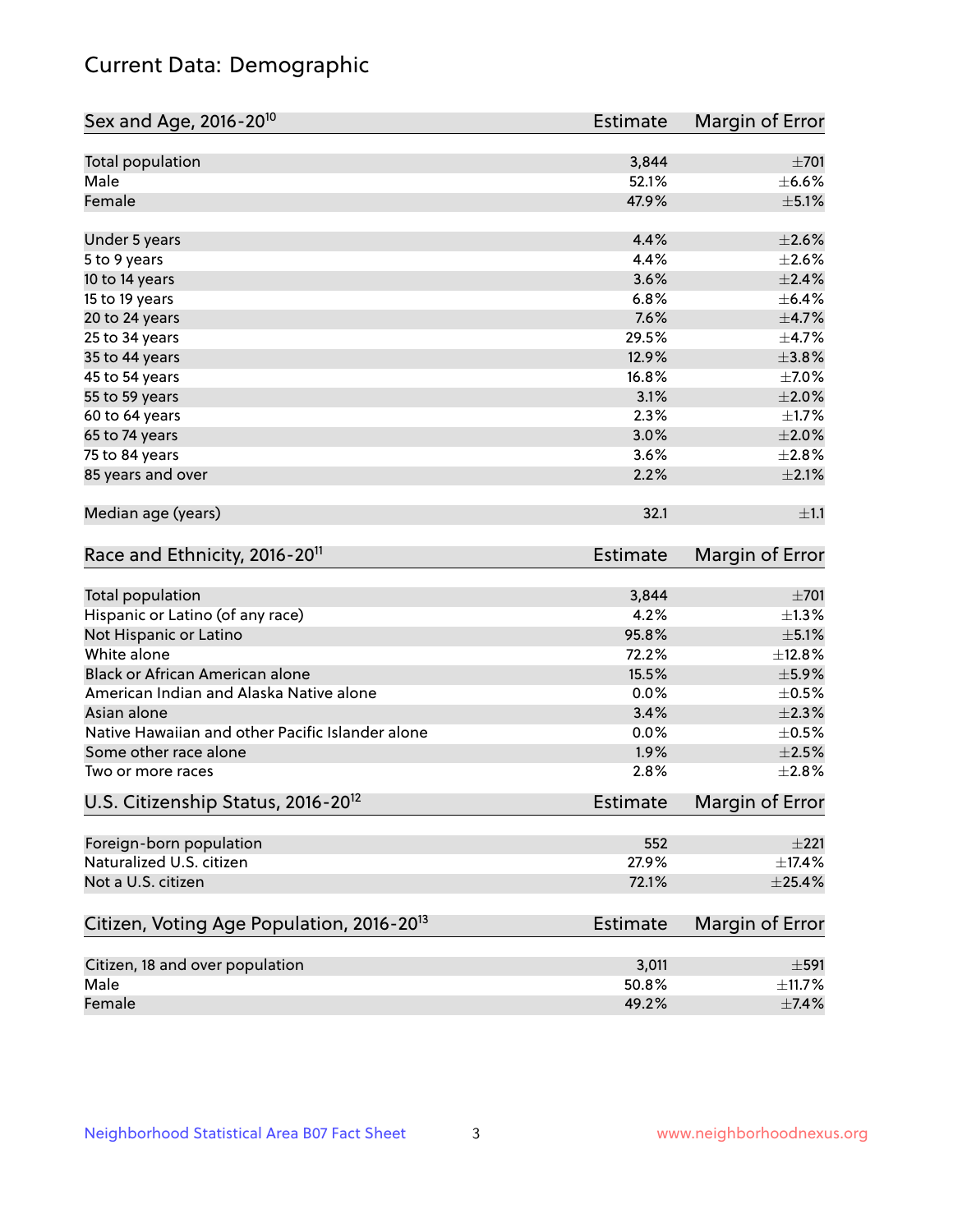# Current Data: Demographic

| Sex and Age, 2016-20[10] | Estimate | Margin of Error |
|---|---|---|
| Total population | 3,844 | ±701 |
| Male | 52.1% | ±6.6% |
| Female | 47.9% | ±5.1% |
| Under 5 years | 4.4% | ±2.6% |
| 5 to 9 years | 4.4% | ±2.6% |
| 10 to 14 years | 3.6% | ±2.4% |
| 15 to 19 years | 6.8% | ±6.4% |
| 20 to 24 years | 7.6% | ±4.7% |
| 25 to 34 years | 29.5% | ±4.7% |
| 35 to 44 years | 12.9% | ±3.8% |
| 45 to 54 years | 16.8% | ±7.0% |
| 55 to 59 years | 3.1% | ±2.0% |
| 60 to 64 years | 2.3% | ±1.7% |
| 65 to 74 years | 3.0% | ±2.0% |
| 75 to 84 years | 3.6% | ±2.8% |
| 85 years and over | 2.2% | ±2.1% |
| Median age (years) | 32.1 | ±1.1 |

| Race and Ethnicity, 2016-20[11] | Estimate | Margin of Error |
|---|---|---|
| Total population | 3,844 | ±701 |
| Hispanic or Latino (of any race) | 4.2% | ±1.3% |
| Not Hispanic or Latino | 95.8% | ±5.1% |
| White alone | 72.2% | ±12.8% |
| Black or African American alone | 15.5% | ±5.9% |
| American Indian and Alaska Native alone | 0.0% | ±0.5% |
| Asian alone | 3.4% | ±2.3% |
| Native Hawaiian and other Pacific Islander alone | 0.0% | ±0.5% |
| Some other race alone | 1.9% | ±2.5% |
| Two or more races | 2.8% | ±2.8% |

| U.S. Citizenship Status, 2016-20[12] | Estimate | Margin of Error |
|---|---|---|
| Foreign-born population | 552 | ±221 |
| Naturalized U.S. citizen | 27.9% | ±17.4% |
| Not a U.S. citizen | 72.1% | ±25.4% |

| Citizen, Voting Age Population, 2016-20[13] | Estimate | Margin of Error |
|---|---|---|
| Citizen, 18 and over population | 3,011 | ±591 |
| Male | 50.8% | ±11.7% |
| Female | 49.2% | ±7.4% |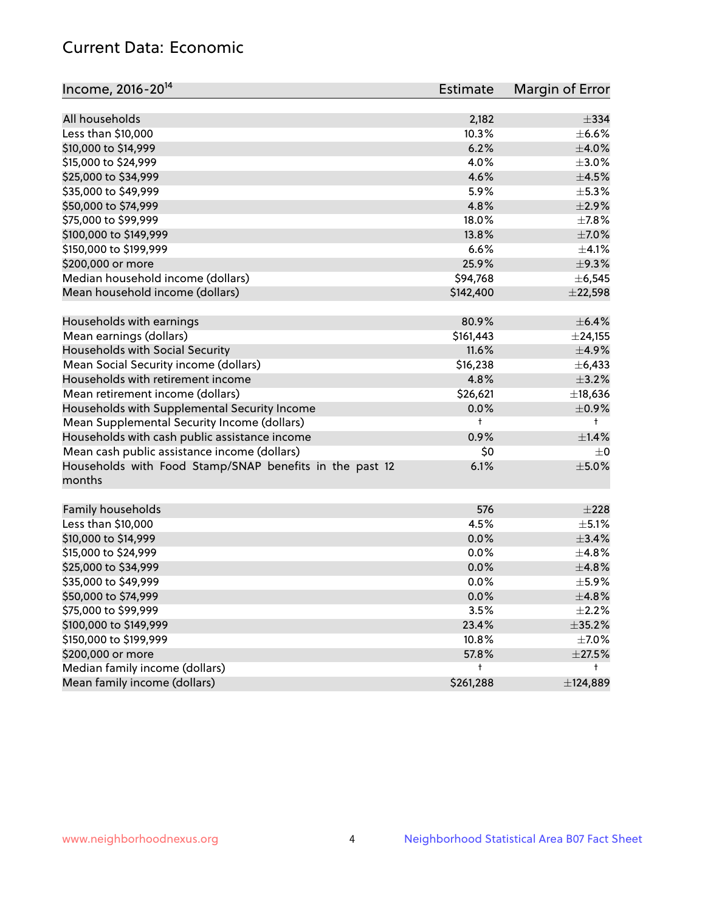## Current Data: Economic

| Income, 2016-20[14] | Estimate | Margin of Error |
|---|---|---|
| All households | 2,182 | ±334 |
| Less than $10,000 | 10.3% | ±6.6% |
| $10,000 to $14,999 | 6.2% | ±4.0% |
| $15,000 to $24,999 | 4.0% | ±3.0% |
| $25,000 to $34,999 | 4.6% | ±4.5% |
| $35,000 to $49,999 | 5.9% | ±5.3% |
| $50,000 to $74,999 | 4.8% | ±2.9% |
| $75,000 to $99,999 | 18.0% | ±7.8% |
| $100,000 to $149,999 | 13.8% | ±7.0% |
| $150,000 to $199,999 | 6.6% | ±4.1% |
| $200,000 or more | 25.9% | ±9.3% |
| Median household income (dollars) | $94,768 | ±6,545 |
| Mean household income (dollars) | $142,400 | ±22,598 |
| | | |
| Households with earnings | 80.9% | ±6.4% |
| Mean earnings (dollars) | $161,443 | ±24,155 |
| Households with Social Security | 11.6% | ±4.9% |
| Mean Social Security income (dollars) | $16,238 | ±6,433 |
| Households with retirement income | 4.8% | ±3.2% |
| Mean retirement income (dollars) | $26,621 | ±18,636 |
| Households with Supplemental Security Income | 0.0% | ±0.9% |
| Mean Supplemental Security Income (dollars) | † | † |
| Households with cash public assistance income | 0.9% | ±1.4% |
| Mean cash public assistance income (dollars) | $0 | ±0 |
| Households with Food Stamp/SNAP benefits in the past 12 months | 6.1% | ±5.0% |
| | | |
| Family households | 576 | ±228 |
| Less than $10,000 | 4.5% | ±5.1% |
| $10,000 to $14,999 | 0.0% | ±3.4% |
| $15,000 to $24,999 | 0.0% | ±4.8% |
| $25,000 to $34,999 | 0.0% | ±4.8% |
| $35,000 to $49,999 | 0.0% | ±5.9% |
| $50,000 to $74,999 | 0.0% | ±4.8% |
| $75,000 to $99,999 | 3.5% | ±2.2% |
| $100,000 to $149,999 | 23.4% | ±35.2% |
| $150,000 to $199,999 | 10.8% | ±7.0% |
| $200,000 or more | 57.8% | ±27.5% |
| Median family income (dollars) | † | † |
| Mean family income (dollars) | $261,288 | ±124,889 |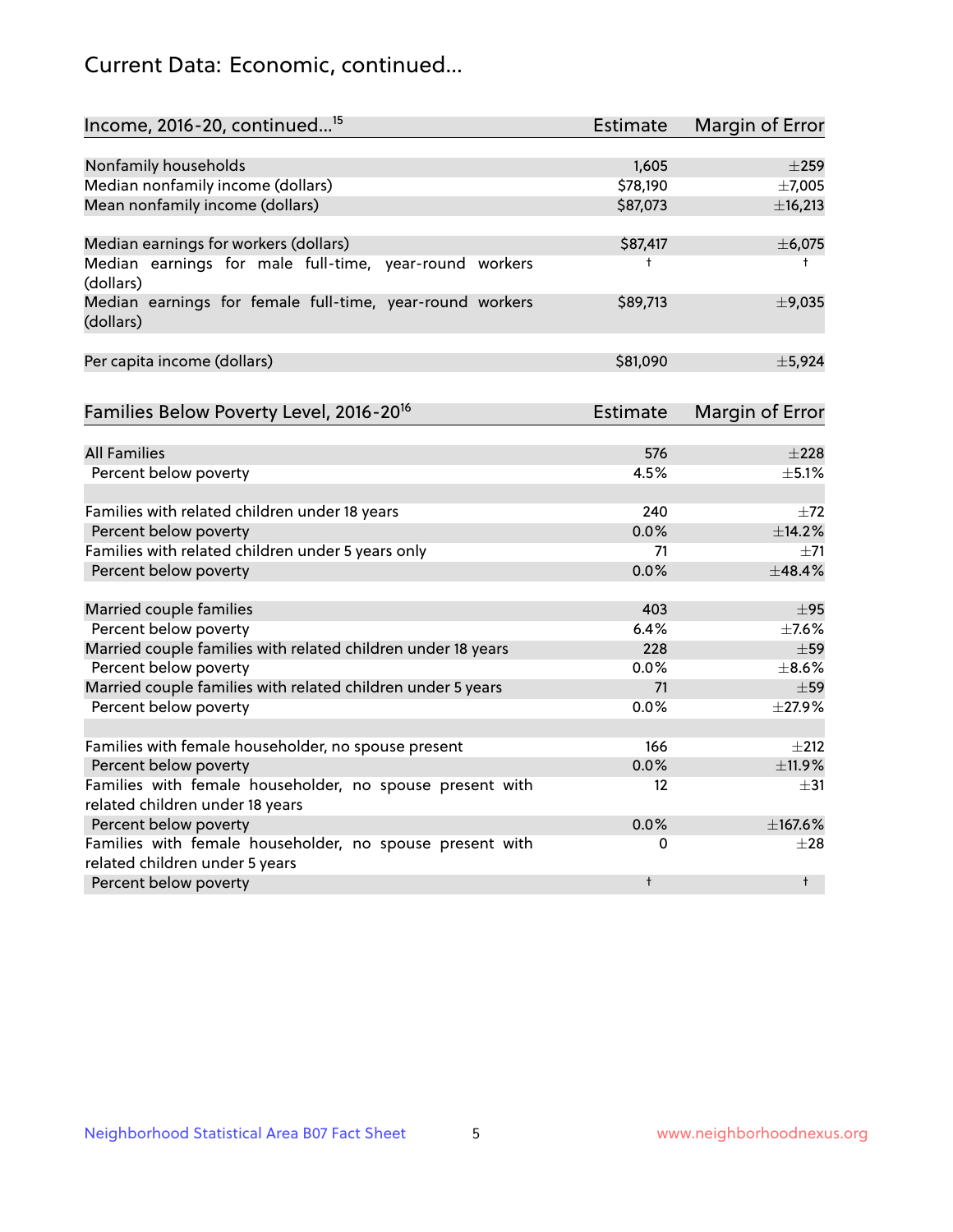## Current Data: Economic, continued...

| Income, 2016-20, continued...[15] | Estimate | Margin of Error |
|---|---|---|
| Nonfamily households | 1,605 | ±259 |
| Median nonfamily income (dollars) | $78,190 | ±7,005 |
| Mean nonfamily income (dollars) | $87,073 | ±16,213 |
| Median earnings for workers (dollars) | $87,417 | ±6,075 |
| Median earnings for male full-time, year-round workers (dollars) | † | † |
| Median earnings for female full-time, year-round workers (dollars) | $89,713 | ±9,035 |
| Per capita income (dollars) | $81,090 | ±5,924 |

| Families Below Poverty Level, 2016-20[16] | Estimate | Margin of Error |
|---|---|---|
| All Families | 576 | ±228 |
| Percent below poverty | 4.5% | ±5.1% |
| Families with related children under 18 years | 240 | ±72 |
| Percent below poverty | 0.0% | ±14.2% |
| Families with related children under 5 years only | 71 | ±71 |
| Percent below poverty | 0.0% | ±48.4% |
| Married couple families | 403 | ±95 |
| Percent below poverty | 6.4% | ±7.6% |
| Married couple families with related children under 18 years | 228 | ±59 |
| Percent below poverty | 0.0% | ±8.6% |
| Married couple families with related children under 5 years | 71 | ±59 |
| Percent below poverty | 0.0% | ±27.9% |
| Families with female householder, no spouse present | 166 | ±212 |
| Percent below poverty | 0.0% | ±11.9% |
| Families with female householder, no spouse present with related children under 18 years | 12 | ±31 |
| Percent below poverty | 0.0% | ±167.6% |
| Families with female householder, no spouse present with related children under 5 years | 0 | ±28 |
| Percent below poverty | † | † |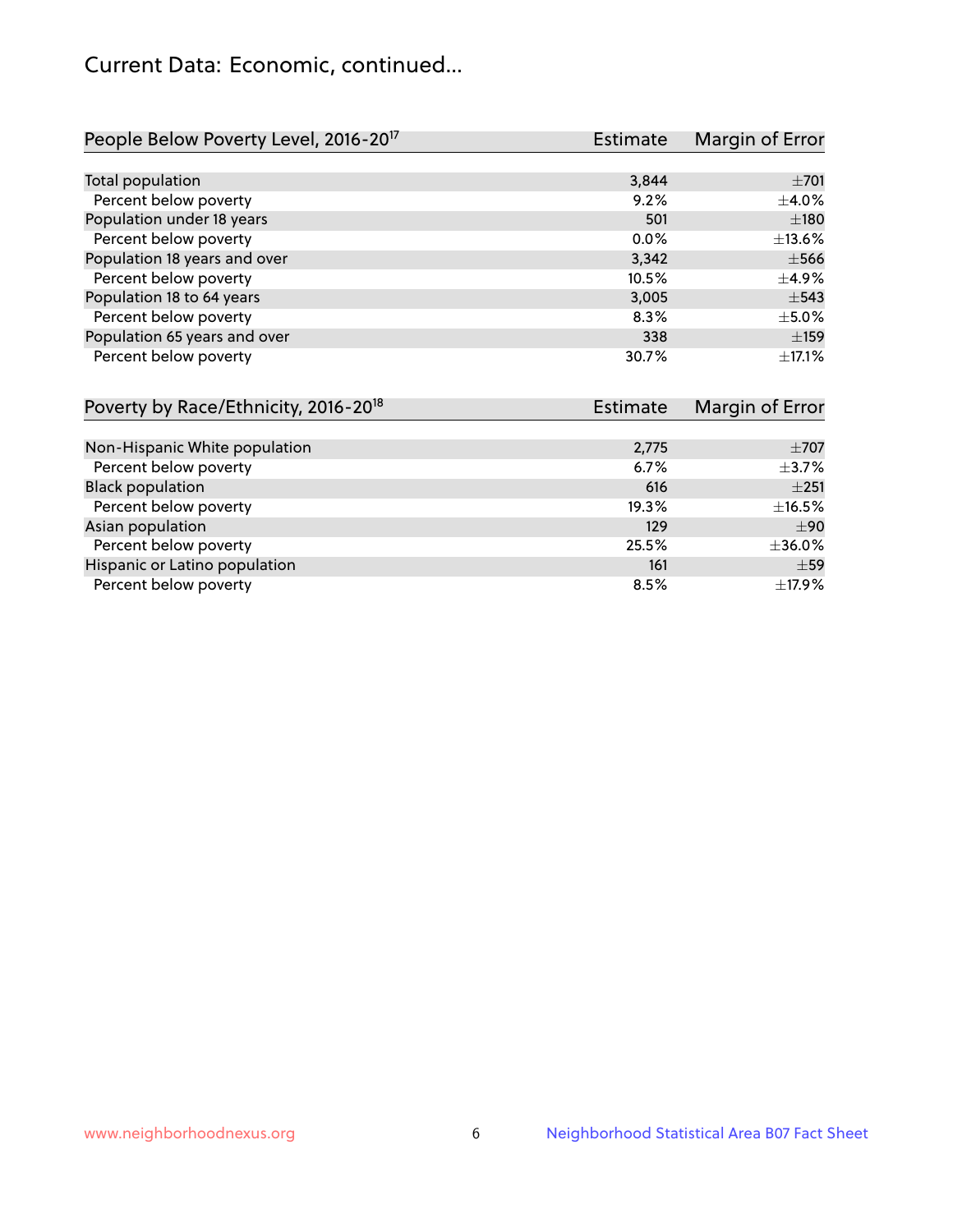# Current Data: Economic, continued...

| People Below Poverty Level, 2016-20[17] | Estimate | Margin of Error |
|---|---|---|
| Total population | 3,844 | ±701 |
| Percent below poverty | 9.2% | ±4.0% |
| Population under 18 years | 501 | ±180 |
| Percent below poverty | 0.0% | ±13.6% |
| Population 18 years and over | 3,342 | ±566 |
| Percent below poverty | 10.5% | ±4.9% |
| Population 18 to 64 years | 3,005 | ±543 |
| Percent below poverty | 8.3% | ±5.0% |
| Population 65 years and over | 338 | ±159 |
| Percent below poverty | 30.7% | ±17.1% |

| Poverty by Race/Ethnicity, 2016-20[18] | Estimate | Margin of Error |
|---|---|---|
| Non-Hispanic White population | 2,775 | ±707 |
| Percent below poverty | 6.7% | ±3.7% |
| Black population | 616 | ±251 |
| Percent below poverty | 19.3% | ±16.5% |
| Asian population | 129 | ±90 |
| Percent below poverty | 25.5% | ±36.0% |
| Hispanic or Latino population | 161 | ±59 |
| Percent below poverty | 8.5% | ±17.9% |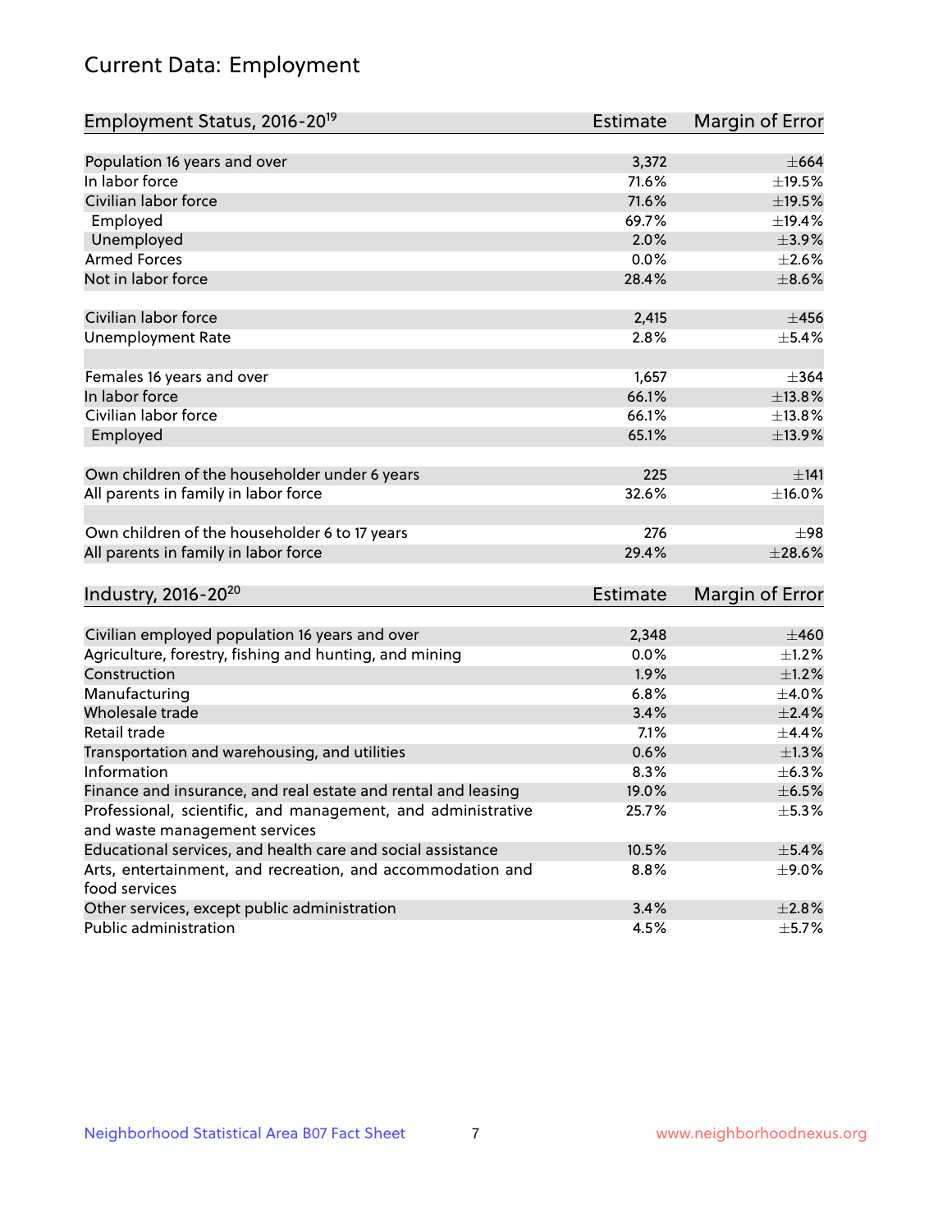# Current Data: Employment

| Employment Status, 2016-20[19] | Estimate | Margin of Error |
|---|---|---|
| Population 16 years and over | 3,372 | ±664 |
| In labor force | 71.6% | ±19.5% |
| Civilian labor force | 71.6% | ±19.5% |
| Employed | 69.7% | ±19.4% |
| Unemployed | 2.0% | ±3.9% |
| Armed Forces | 0.0% | ±2.6% |
| Not in labor force | 28.4% | ±8.6% |
| | | |
| Civilian labor force | 2,415 | ±456 |
| Unemployment Rate | 2.8% | ±5.4% |
| | | |
| Females 16 years and over | 1,657 | ±364 |
| In labor force | 66.1% | ±13.8% |
| Civilian labor force | 66.1% | ±13.8% |
| Employed | 65.1% | ±13.9% |
| | | |
| Own children of the householder under 6 years | 225 | ±141 |
| All parents in family in labor force | 32.6% | ±16.0% |
| | | |
| Own children of the householder 6 to 17 years | 276 | ±98 |
| All parents in family in labor force | 29.4% | ±28.6% |

| Industry, 2016-20[20] | Estimate | Margin of Error |
|---|---|---|
| Civilian employed population 16 years and over | 2,348 | ±460 |
| Agriculture, forestry, fishing and hunting, and mining | 0.0% | ±1.2% |
| Construction | 1.9% | ±1.2% |
| Manufacturing | 6.8% | ±4.0% |
| Wholesale trade | 3.4% | ±2.4% |
| Retail trade | 7.1% | ±4.4% |
| Transportation and warehousing, and utilities | 0.6% | ±1.3% |
| Information | 8.3% | ±6.3% |
| Finance and insurance, and real estate and rental and leasing | 19.0% | ±6.5% |
| Professional, scientific, and management, and administrative and waste management services | 25.7% | ±5.3% |
| Educational services, and health care and social assistance | 10.5% | ±5.4% |
| Arts, entertainment, and recreation, and accommodation and food services | 8.8% | ±9.0% |
| Other services, except public administration | 3.4% | ±2.8% |
| Public administration | 4.5% | ±5.7% |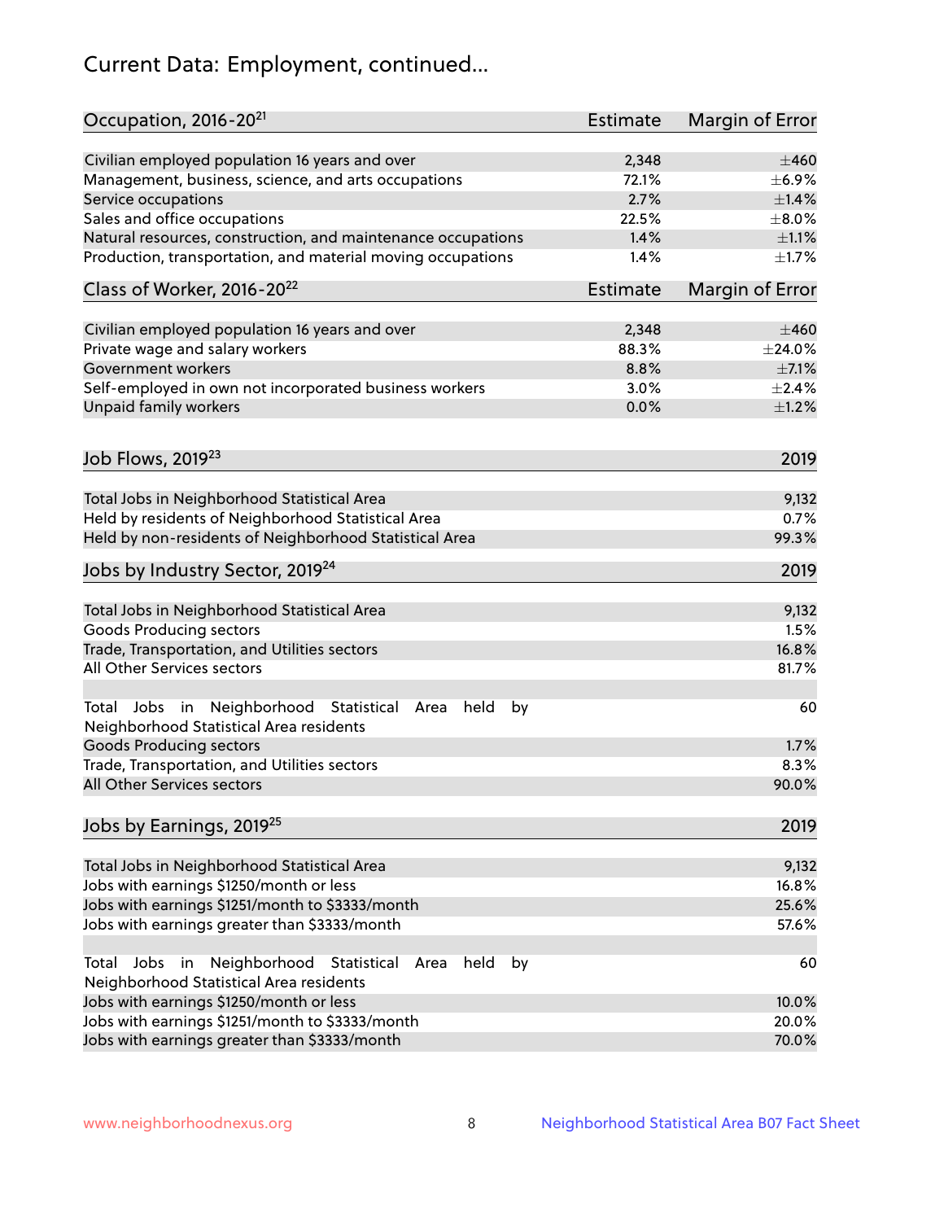# Current Data: Employment, continued...

| Occupation, 2016-20[21] | Estimate | Margin of Error |
|---|---|---|
| Civilian employed population 16 years and over | 2,348 | ±460 |
| Management, business, science, and arts occupations | 72.1% | ±6.9% |
| Service occupations | 2.7% | ±1.4% |
| Sales and office occupations | 22.5% | ±8.0% |
| Natural resources, construction, and maintenance occupations | 1.4% | ±1.1% |
| Production, transportation, and material moving occupations | 1.4% | ±1.7% |

| Class of Worker, 2016-20[22] | Estimate | Margin of Error |
|---|---|---|
| Civilian employed population 16 years and over | 2,348 | ±460 |
| Private wage and salary workers | 88.3% | ±24.0% |
| Government workers | 8.8% | ±7.1% |
| Self-employed in own not incorporated business workers | 3.0% | ±2.4% |
| Unpaid family workers | 0.0% | ±1.2% |

| Job Flows, 2019[23] | 2019 |
|---|---|
| Total Jobs in Neighborhood Statistical Area | 9,132 |
| Held by residents of Neighborhood Statistical Area | 0.7% |
| Held by non-residents of Neighborhood Statistical Area | 99.3% |

| Jobs by Industry Sector, 2019[24] | 2019 |
|---|---|
| Total Jobs in Neighborhood Statistical Area | 9,132 |
| Goods Producing sectors | 1.5% |
| Trade, Transportation, and Utilities sectors | 16.8% |
| All Other Services sectors | 81.7% |
| Total Jobs in Neighborhood Statistical Area held by Neighborhood Statistical Area residents | 60 |
| Goods Producing sectors | 1.7% |
| Trade, Transportation, and Utilities sectors | 8.3% |
| All Other Services sectors | 90.0% |

| Jobs by Earnings, 2019[25] | 2019 |
|---|---|
| Total Jobs in Neighborhood Statistical Area | 9,132 |
| Jobs with earnings $1250/month or less | 16.8% |
| Jobs with earnings $1251/month to $3333/month | 25.6% |
| Jobs with earnings greater than $3333/month | 57.6% |
| Total Jobs in Neighborhood Statistical Area held by Neighborhood Statistical Area residents | 60 |
| Jobs with earnings $1250/month or less | 10.0% |
| Jobs with earnings $1251/month to $3333/month | 20.0% |
| Jobs with earnings greater than $3333/month | 70.0% |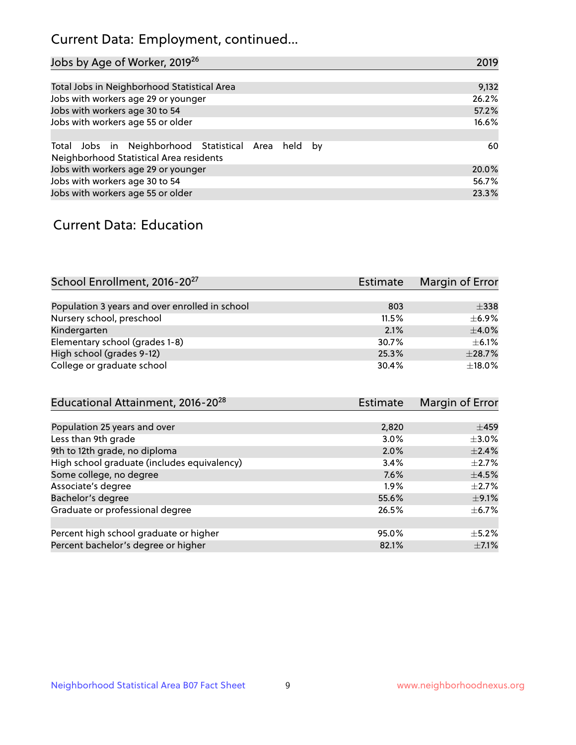## Current Data: Employment, continued...

| Jobs by Age of Worker, 2019[26] | 2019 |
|---|---|
| Total Jobs in Neighborhood Statistical Area | 9,132 |
| Jobs with workers age 29 or younger | 26.2% |
| Jobs with workers age 30 to 54 | 57.2% |
| Jobs with workers age 55 or older | 16.6% |
| | |
| Total Jobs in Neighborhood Statistical Area held by Neighborhood Statistical Area residents | 60 |
| Jobs with workers age 29 or younger | 20.0% |
| Jobs with workers age 30 to 54 | 56.7% |
| Jobs with workers age 55 or older | 23.3% |

## Current Data: Education

| School Enrollment, 2016-20[27] | Estimate | Margin of Error |
|---|---|---|
| Population 3 years and over enrolled in school | 803 | ±338 |
| Nursery school, preschool | 11.5% | ±6.9% |
| Kindergarten | 2.1% | ±4.0% |
| Elementary school (grades 1-8) | 30.7% | ±6.1% |
| High school (grades 9-12) | 25.3% | ±28.7% |
| College or graduate school | 30.4% | ±18.0% |

| Educational Attainment, 2016-20[28] | Estimate | Margin of Error |
|---|---|---|
| Population 25 years and over | 2,820 | ±459 |
| Less than 9th grade | 3.0% | ±3.0% |
| 9th to 12th grade, no diploma | 2.0% | ±2.4% |
| High school graduate (includes equivalency) | 3.4% | ±2.7% |
| Some college, no degree | 7.6% | ±4.5% |
| Associate's degree | 1.9% | ±2.7% |
| Bachelor's degree | 55.6% | ±9.1% |
| Graduate or professional degree | 26.5% | ±6.7% |
| | | |
| Percent high school graduate or higher | 95.0% | ±5.2% |
| Percent bachelor's degree or higher | 82.1% | ±7.1% |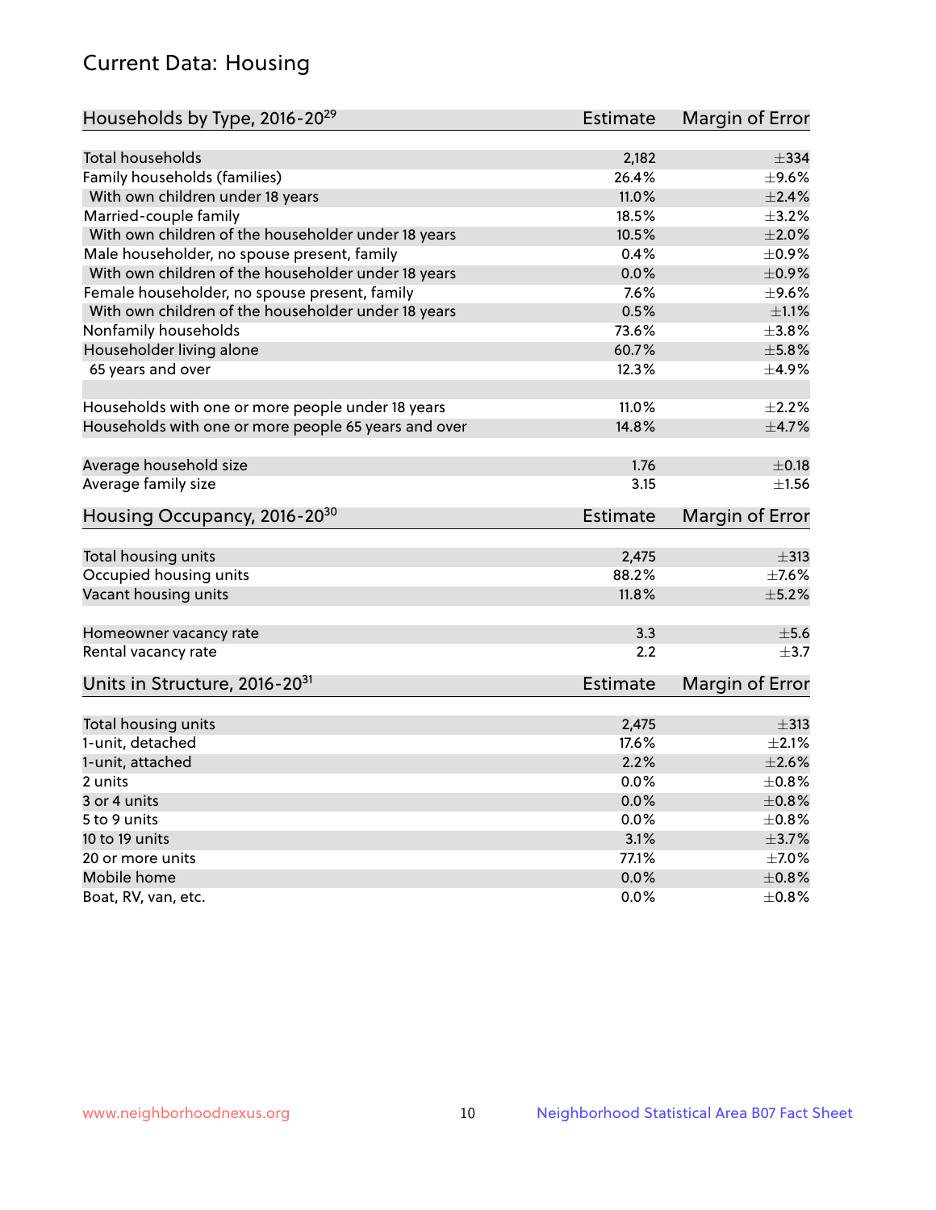# Current Data: Housing

| Households by Type, 2016-20[29] | Estimate | Margin of Error |
|---|---|---|
| Total households | 2,182 | ±334 |
| Family households (families) | 26.4% | ±9.6% |
| With own children under 18 years | 11.0% | ±2.4% |
| Married-couple family | 18.5% | ±3.2% |
| With own children of the householder under 18 years | 10.5% | ±2.0% |
| Male householder, no spouse present, family | 0.4% | ±0.9% |
| With own children of the householder under 18 years | 0.0% | ±0.9% |
| Female householder, no spouse present, family | 7.6% | ±9.6% |
| With own children of the householder under 18 years | 0.5% | ±1.1% |
| Nonfamily households | 73.6% | ±3.8% |
| Householder living alone | 60.7% | ±5.8% |
| 65 years and over | 12.3% | ±4.9% |
| | | |
| Households with one or more people under 18 years | 11.0% | ±2.2% |
| Households with one or more people 65 years and over | 14.8% | ±4.7% |
| | | |
| Average household size | 1.76 | ±0.18 |
| Average family size | 3.15 | ±1.56 |

| Housing Occupancy, 2016-20[30] | Estimate | Margin of Error |
|---|---|---|
| Total housing units | 2,475 | ±313 |
| Occupied housing units | 88.2% | ±7.6% |
| Vacant housing units | 11.8% | ±5.2% |
| | | |
| Homeowner vacancy rate | 3.3 | ±5.6 |
| Rental vacancy rate | 2.2 | ±3.7 |

| Units in Structure, 2016-20[31] | Estimate | Margin of Error |
|---|---|---|
| Total housing units | 2,475 | ±313 |
| 1-unit, detached | 17.6% | ±2.1% |
| 1-unit, attached | 2.2% | ±2.6% |
| 2 units | 0.0% | ±0.8% |
| 3 or 4 units | 0.0% | ±0.8% |
| 5 to 9 units | 0.0% | ±0.8% |
| 10 to 19 units | 3.1% | ±3.7% |
| 20 or more units | 77.1% | ±7.0% |
| Mobile home | 0.0% | ±0.8% |
| Boat, RV, van, etc. | 0.0% | ±0.8% |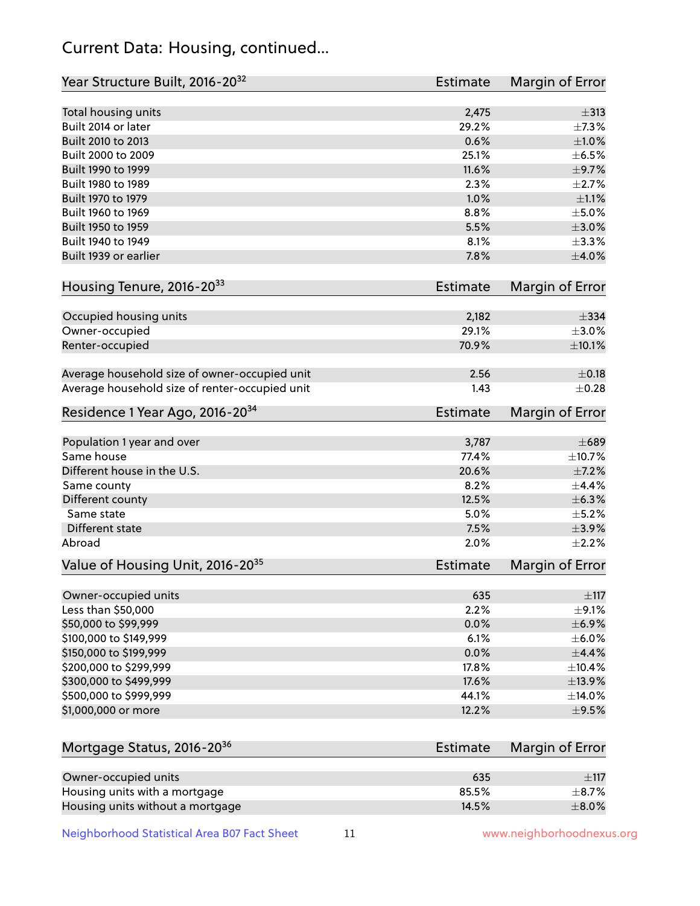## Current Data: Housing, continued...

| Year Structure Built, 2016-20[32] | Estimate | Margin of Error |
|---|---|---|
| Total housing units | 2,475 | ±313 |
| Built 2014 or later | 29.2% | ±7.3% |
| Built 2010 to 2013 | 0.6% | ±1.0% |
| Built 2000 to 2009 | 25.1% | ±6.5% |
| Built 1990 to 1999 | 11.6% | ±9.7% |
| Built 1980 to 1989 | 2.3% | ±2.7% |
| Built 1970 to 1979 | 1.0% | ±1.1% |
| Built 1960 to 1969 | 8.8% | ±5.0% |
| Built 1950 to 1959 | 5.5% | ±3.0% |
| Built 1940 to 1949 | 8.1% | ±3.3% |
| Built 1939 or earlier | 7.8% | ±4.0% |

| Housing Tenure, 2016-20[33] | Estimate | Margin of Error |
|---|---|---|
| Occupied housing units | 2,182 | ±334 |
| Owner-occupied | 29.1% | ±3.0% |
| Renter-occupied | 70.9% | ±10.1% |
| Average household size of owner-occupied unit | 2.56 | ±0.18 |
| Average household size of renter-occupied unit | 1.43 | ±0.28 |

| Residence 1 Year Ago, 2016-20[34] | Estimate | Margin of Error |
|---|---|---|
| Population 1 year and over | 3,787 | ±689 |
| Same house | 77.4% | ±10.7% |
| Different house in the U.S. | 20.6% | ±7.2% |
| Same county | 8.2% | ±4.4% |
| Different county | 12.5% | ±6.3% |
| Same state | 5.0% | ±5.2% |
| Different state | 7.5% | ±3.9% |
| Abroad | 2.0% | ±2.2% |

| Value of Housing Unit, 2016-20[35] | Estimate | Margin of Error |
|---|---|---|
| Owner-occupied units | 635 | ±117 |
| Less than $50,000 | 2.2% | ±9.1% |
| $50,000 to $99,999 | 0.0% | ±6.9% |
| $100,000 to $149,999 | 6.1% | ±6.0% |
| $150,000 to $199,999 | 0.0% | ±4.4% |
| $200,000 to $299,999 | 17.8% | ±10.4% |
| $300,000 to $499,999 | 17.6% | ±13.9% |
| $500,000 to $999,999 | 44.1% | ±14.0% |
| $1,000,000 or more | 12.2% | ±9.5% |

| Mortgage Status, 2016-20[36] | Estimate | Margin of Error |
|---|---|---|
| Owner-occupied units | 635 | ±117 |
| Housing units with a mortgage | 85.5% | ±8.7% |
| Housing units without a mortgage | 14.5% | ±8.0% |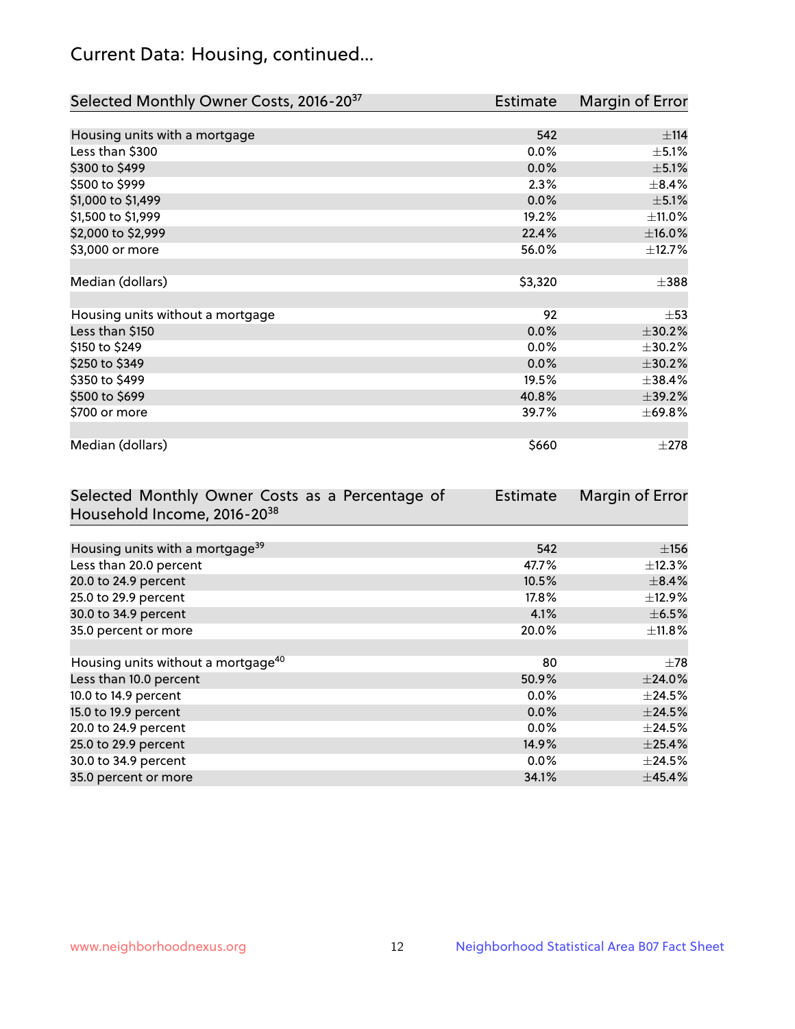# Current Data: Housing, continued...

| Selected Monthly Owner Costs, 2016-20[37] | Estimate | Margin of Error |
|---|---|---|
| Housing units with a mortgage | 542 | ±114 |
| Less than $300 | 0.0% | ±5.1% |
| $300 to $499 | 0.0% | ±5.1% |
| $500 to $999 | 2.3% | ±8.4% |
| $1,000 to $1,499 | 0.0% | ±5.1% |
| $1,500 to $1,999 | 19.2% | ±11.0% |
| $2,000 to $2,999 | 22.4% | ±16.0% |
| $3,000 or more | 56.0% | ±12.7% |
| | | |
| Median (dollars) | $3,320 | ±388 |
| | | |
| Housing units without a mortgage | 92 | ±53 |
| Less than $150 | 0.0% | ±30.2% |
| $150 to $249 | 0.0% | ±30.2% |
| $250 to $349 | 0.0% | ±30.2% |
| $350 to $499 | 19.5% | ±38.4% |
| $500 to $699 | 40.8% | ±39.2% |
| $700 or more | 39.7% | ±69.8% |
| | | |
| Median (dollars) | $660 | ±278 |

| Selected Monthly Owner Costs as a Percentage of Household Income, 2016-20[38] | Estimate | Margin of Error |
|---|---|---|
| Housing units with a mortgage[39] | 542 | ±156 |
| Less than 20.0 percent | 47.7% | ±12.3% |
| 20.0 to 24.9 percent | 10.5% | ±8.4% |
| 25.0 to 29.9 percent | 17.8% | ±12.9% |
| 30.0 to 34.9 percent | 4.1% | ±6.5% |
| 35.0 percent or more | 20.0% | ±11.8% |
| | | |
| Housing units without a mortgage[40] | 80 | ±78 |
| Less than 10.0 percent | 50.9% | ±24.0% |
| 10.0 to 14.9 percent | 0.0% | ±24.5% |
| 15.0 to 19.9 percent | 0.0% | ±24.5% |
| 20.0 to 24.9 percent | 0.0% | ±24.5% |
| 25.0 to 29.9 percent | 14.9% | ±25.4% |
| 30.0 to 34.9 percent | 0.0% | ±24.5% |
| 35.0 percent or more | 34.1% | ±45.4% |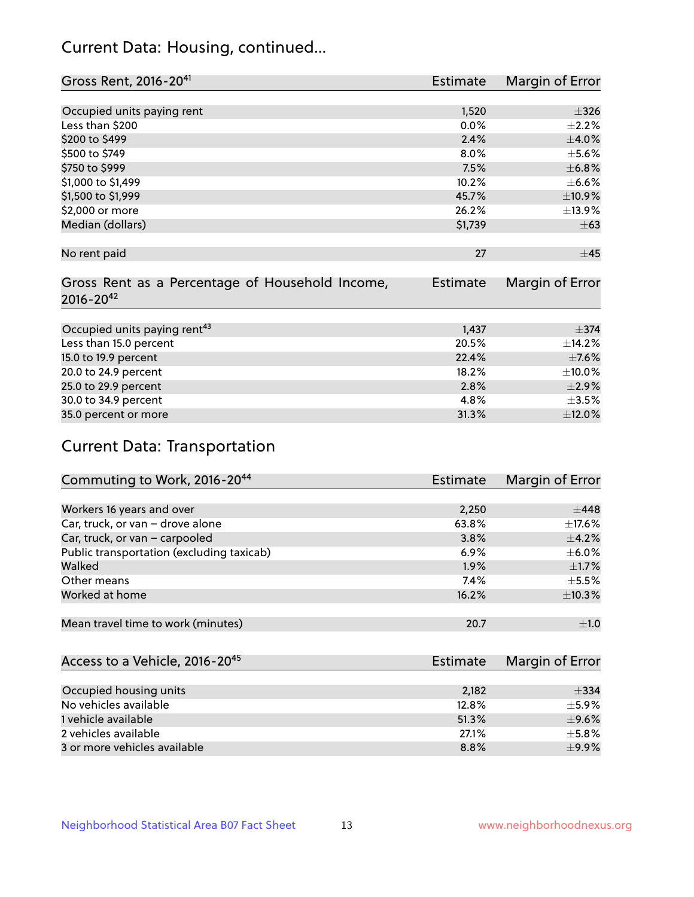## Current Data: Housing, continued...

| Gross Rent, 2016-20[41] | Estimate | Margin of Error |
|---|---|---|
| Occupied units paying rent | 1,520 | ±326 |
| Less than $200 | 0.0% | ±2.2% |
| $200 to $499 | 2.4% | ±4.0% |
| $500 to $749 | 8.0% | ±5.6% |
| $750 to $999 | 7.5% | ±6.8% |
| $1,000 to $1,499 | 10.2% | ±6.6% |
| $1,500 to $1,999 | 45.7% | ±10.9% |
| $2,000 or more | 26.2% | ±13.9% |
| Median (dollars) | $1,739 | ±63 |
| No rent paid | 27 | ±45 |

| Gross Rent as a Percentage of Household Income, 2016-20[42] | Estimate | Margin of Error |
|---|---|---|
| Occupied units paying rent[43] | 1,437 | ±374 |
| Less than 15.0 percent | 20.5% | ±14.2% |
| 15.0 to 19.9 percent | 22.4% | ±7.6% |
| 20.0 to 24.9 percent | 18.2% | ±10.0% |
| 25.0 to 29.9 percent | 2.8% | ±2.9% |
| 30.0 to 34.9 percent | 4.8% | ±3.5% |
| 35.0 percent or more | 31.3% | ±12.0% |

## Current Data: Transportation

| Commuting to Work, 2016-20[44] | Estimate | Margin of Error |
|---|---|---|
| Workers 16 years and over | 2,250 | ±448 |
| Car, truck, or van – drove alone | 63.8% | ±17.6% |
| Car, truck, or van – carpooled | 3.8% | ±4.2% |
| Public transportation (excluding taxicab) | 6.9% | ±6.0% |
| Walked | 1.9% | ±1.7% |
| Other means | 7.4% | ±5.5% |
| Worked at home | 16.2% | ±10.3% |
| Mean travel time to work (minutes) | 20.7 | ±1.0 |

| Access to a Vehicle, 2016-20[45] | Estimate | Margin of Error |
|---|---|---|
| Occupied housing units | 2,182 | ±334 |
| No vehicles available | 12.8% | ±5.9% |
| 1 vehicle available | 51.3% | ±9.6% |
| 2 vehicles available | 27.1% | ±5.8% |
| 3 or more vehicles available | 8.8% | ±9.9% |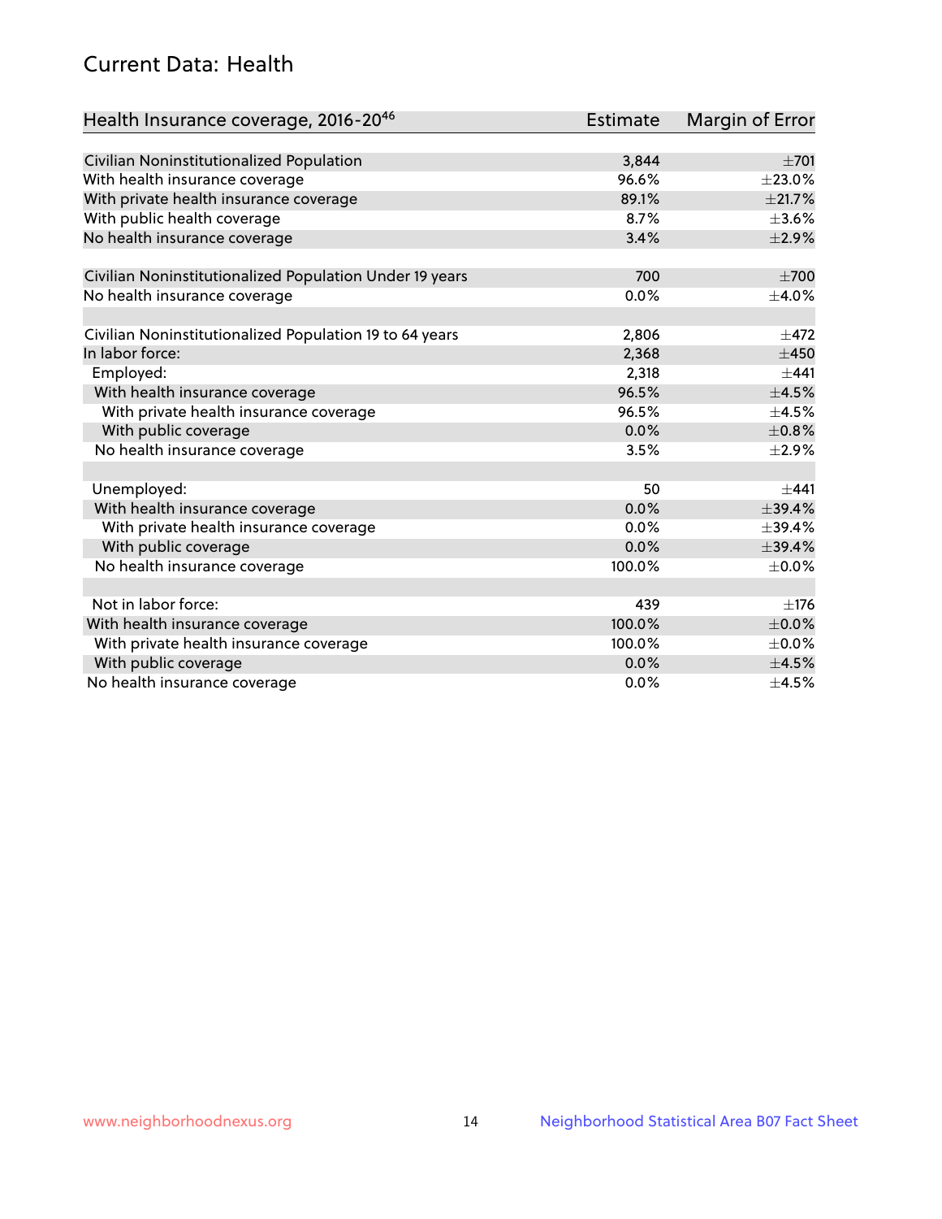## Current Data: Health

| Health Insurance coverage, 2016-20[46] | Estimate | Margin of Error |
|---|---|---|
| Civilian Noninstitutionalized Population | 3,844 | ±701 |
| With health insurance coverage | 96.6% | ±23.0% |
| With private health insurance coverage | 89.1% | ±21.7% |
| With public health coverage | 8.7% | ±3.6% |
| No health insurance coverage | 3.4% | ±2.9% |
| | | |
| Civilian Noninstitutionalized Population Under 19 years | 700 | ±700 |
| No health insurance coverage | 0.0% | ±4.0% |
| | | |
| Civilian Noninstitutionalized Population 19 to 64 years | 2,806 | ±472 |
| In labor force: | 2,368 | ±450 |
| Employed: | 2,318 | ±441 |
| With health insurance coverage | 96.5% | ±4.5% |
| With private health insurance coverage | 96.5% | ±4.5% |
| With public coverage | 0.0% | ±0.8% |
| No health insurance coverage | 3.5% | ±2.9% |
| | | |
| Unemployed: | 50 | ±441 |
| With health insurance coverage | 0.0% | ±39.4% |
| With private health insurance coverage | 0.0% | ±39.4% |
| With public coverage | 0.0% | ±39.4% |
| No health insurance coverage | 100.0% | ±0.0% |
| | | |
| Not in labor force: | 439 | ±176 |
| With health insurance coverage | 100.0% | ±0.0% |
| With private health insurance coverage | 100.0% | ±0.0% |
| With public coverage | 0.0% | ±4.5% |
| No health insurance coverage | 0.0% | ±4.5% |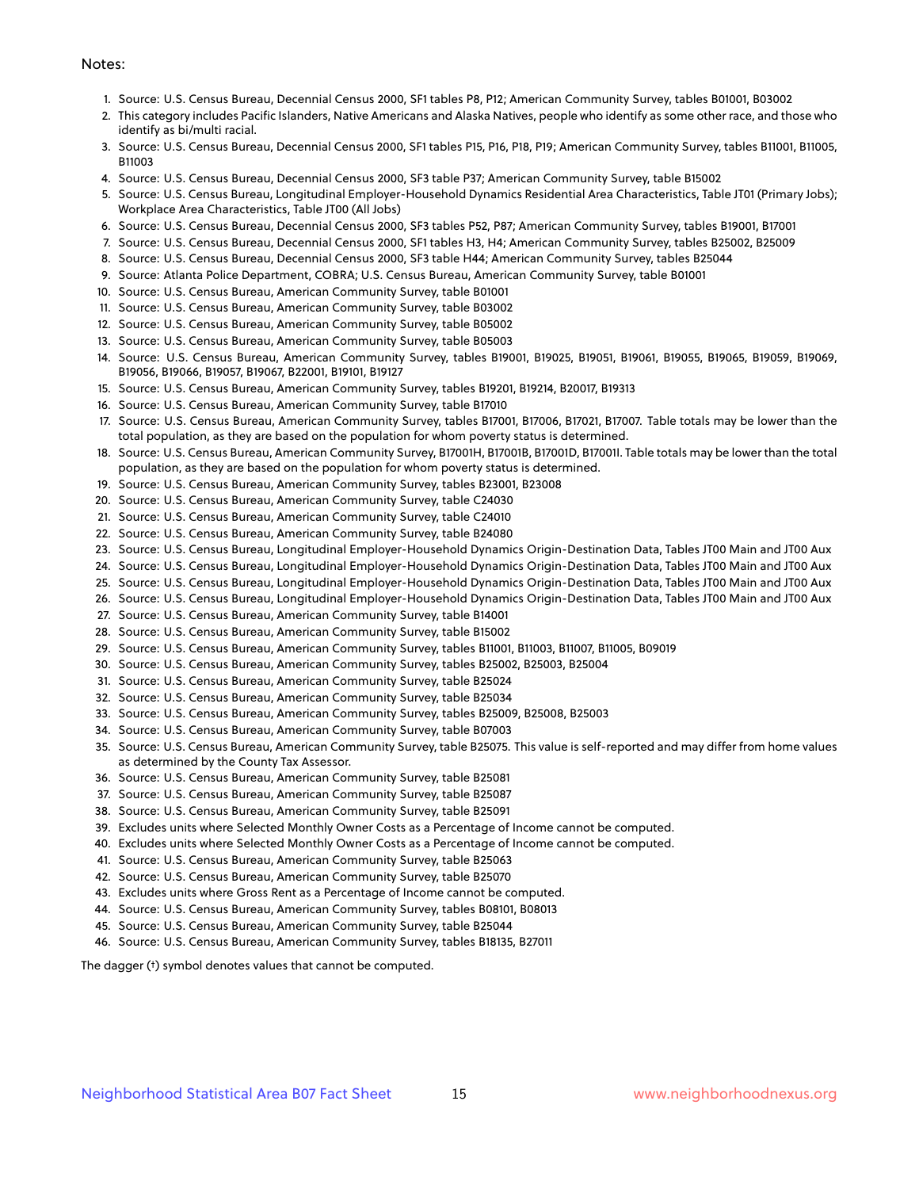Notes:

1. Source: U.S. Census Bureau, Decennial Census 2000, SF1 tables P8, P12; American Community Survey, tables B01001, B03002
2. This category includes Pacific Islanders, Native Americans and Alaska Natives, people who identify as some other race, and those who identify as bi/multi racial.
3. Source: U.S. Census Bureau, Decennial Census 2000, SF1 tables P15, P16, P18, P19; American Community Survey, tables B11001, B11005, B11003
4. Source: U.S. Census Bureau, Decennial Census 2000, SF3 table P37; American Community Survey, table B15002
5. Source: U.S. Census Bureau, Longitudinal Employer-Household Dynamics Residential Area Characteristics, Table JT01 (Primary Jobs); Workplace Area Characteristics, Table JT00 (All Jobs)
6. Source: U.S. Census Bureau, Decennial Census 2000, SF3 tables P52, P87; American Community Survey, tables B19001, B17001
7. Source: U.S. Census Bureau, Decennial Census 2000, SF1 tables H3, H4; American Community Survey, tables B25002, B25009
8. Source: U.S. Census Bureau, Decennial Census 2000, SF3 table H44; American Community Survey, tables B25044
9. Source: Atlanta Police Department, COBRA; U.S. Census Bureau, American Community Survey, table B01001
10. Source: U.S. Census Bureau, American Community Survey, table B01001
11. Source: U.S. Census Bureau, American Community Survey, table B03002
12. Source: U.S. Census Bureau, American Community Survey, table B05002
13. Source: U.S. Census Bureau, American Community Survey, table B05003
14. Source: U.S. Census Bureau, American Community Survey, tables B19001, B19025, B19051, B19061, B19055, B19065, B19059, B19069, B19056, B19066, B19057, B19067, B22001, B19101, B19127
15. Source: U.S. Census Bureau, American Community Survey, tables B19201, B19214, B20017, B19313
16. Source: U.S. Census Bureau, American Community Survey, table B17010
17. Source: U.S. Census Bureau, American Community Survey, tables B17001, B17006, B17021, B17007. Table totals may be lower than the total population, as they are based on the population for whom poverty status is determined.
18. Source: U.S. Census Bureau, American Community Survey, B17001H, B17001B, B17001D, B17001I. Table totals may be lower than the total population, as they are based on the population for whom poverty status is determined.
19. Source: U.S. Census Bureau, American Community Survey, tables B23001, B23008
20. Source: U.S. Census Bureau, American Community Survey, table C24030
21. Source: U.S. Census Bureau, American Community Survey, table C24010
22. Source: U.S. Census Bureau, American Community Survey, table B24080
23. Source: U.S. Census Bureau, Longitudinal Employer-Household Dynamics Origin-Destination Data, Tables JT00 Main and JT00 Aux
24. Source: U.S. Census Bureau, Longitudinal Employer-Household Dynamics Origin-Destination Data, Tables JT00 Main and JT00 Aux
25. Source: U.S. Census Bureau, Longitudinal Employer-Household Dynamics Origin-Destination Data, Tables JT00 Main and JT00 Aux
26. Source: U.S. Census Bureau, Longitudinal Employer-Household Dynamics Origin-Destination Data, Tables JT00 Main and JT00 Aux
27. Source: U.S. Census Bureau, American Community Survey, table B14001
28. Source: U.S. Census Bureau, American Community Survey, table B15002
29. Source: U.S. Census Bureau, American Community Survey, tables B11001, B11003, B11007, B11005, B09019
30. Source: U.S. Census Bureau, American Community Survey, tables B25002, B25003, B25004
31. Source: U.S. Census Bureau, American Community Survey, table B25024
32. Source: U.S. Census Bureau, American Community Survey, table B25034
33. Source: U.S. Census Bureau, American Community Survey, tables B25009, B25008, B25003
34. Source: U.S. Census Bureau, American Community Survey, table B07003
35. Source: U.S. Census Bureau, American Community Survey, table B25075. This value is self-reported and may differ from home values as determined by the County Tax Assessor.
36. Source: U.S. Census Bureau, American Community Survey, table B25081
37. Source: U.S. Census Bureau, American Community Survey, table B25087
38. Source: U.S. Census Bureau, American Community Survey, table B25091
39. Excludes units where Selected Monthly Owner Costs as a Percentage of Income cannot be computed.
40. Excludes units where Selected Monthly Owner Costs as a Percentage of Income cannot be computed.
41. Source: U.S. Census Bureau, American Community Survey, table B25063
42. Source: U.S. Census Bureau, American Community Survey, table B25070
43. Excludes units where Gross Rent as a Percentage of Income cannot be computed.
44. Source: U.S. Census Bureau, American Community Survey, tables B08101, B08013
45. Source: U.S. Census Bureau, American Community Survey, table B25044
46. Source: U.S. Census Bureau, American Community Survey, tables B18135, B27011

The dagger (†) symbol denotes values that cannot be computed.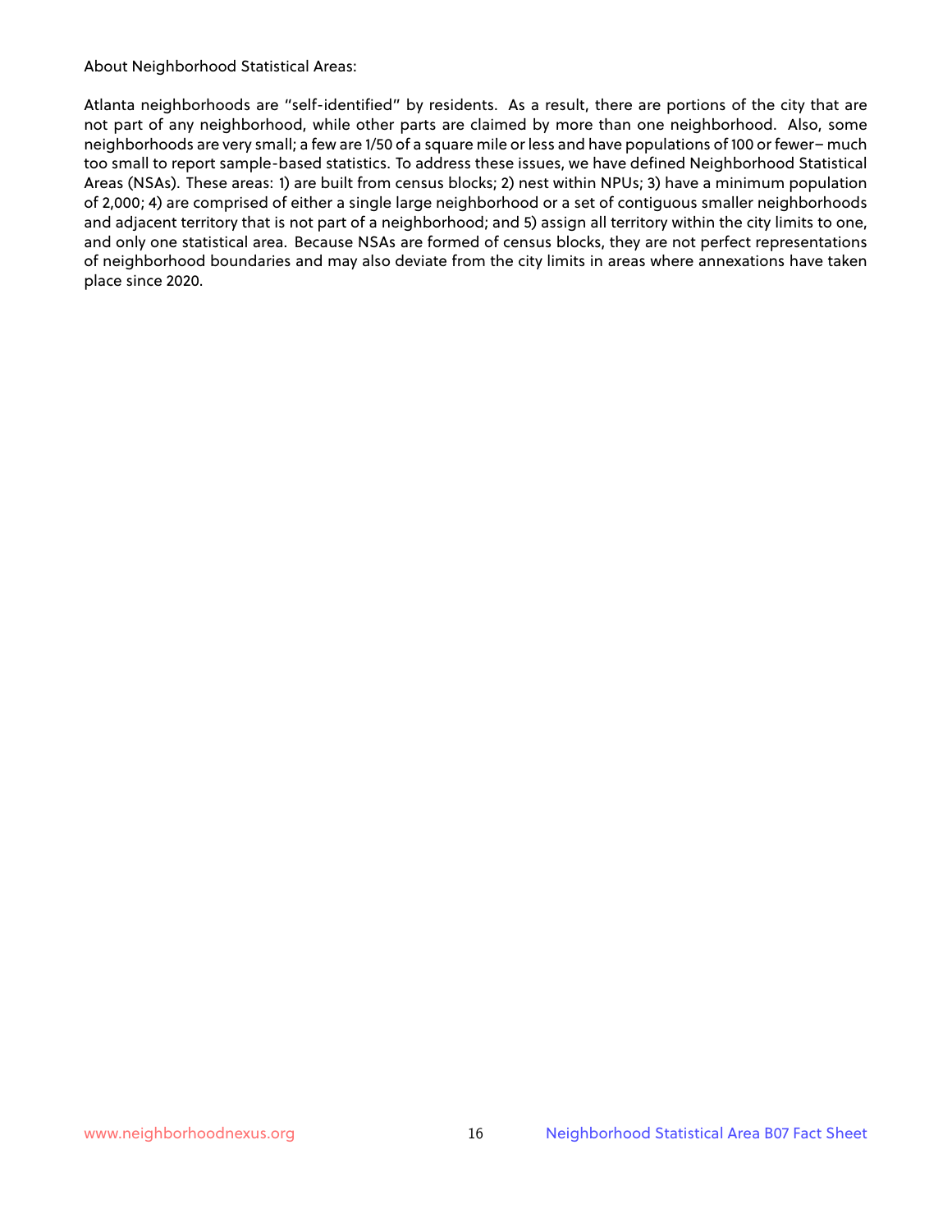About Neighborhood Statistical Areas:

Atlanta neighborhoods are "self-identified" by residents. As a result, there are portions of the city that are not part of any neighborhood, while other parts are claimed by more than one neighborhood. Also, some neighborhoods are very small; a few are 1/50 of a square mile or less and have populations of 100 or fewer– much too small to report sample-based statistics. To address these issues, we have defined Neighborhood Statistical Areas (NSAs). These areas: 1) are built from census blocks; 2) nest within NPUs; 3) have a minimum population of 2,000; 4) are comprised of either a single large neighborhood or a set of contiguous smaller neighborhoods and adjacent territory that is not part of a neighborhood; and 5) assign all territory within the city limits to one, and only one statistical area. Because NSAs are formed of census blocks, they are not perfect representations of neighborhood boundaries and may also deviate from the city limits in areas where annexations have taken place since 2020.